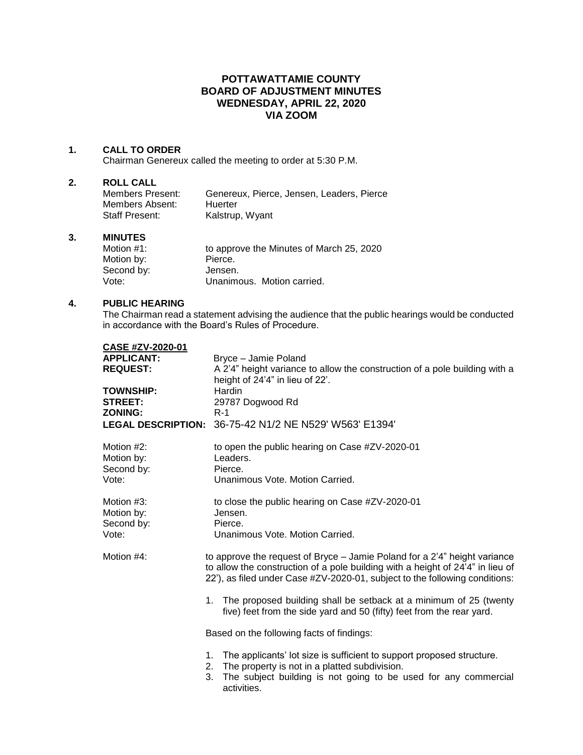# POTTAWATTAMIE COUNTY
# BOARD OF ADJUSTMENT MINUTES
# WEDNESDAY, APRIL 22, 2020
# VIA ZOOM

## 1. CALL TO ORDER

Chairman Genereux called the meeting to order at 5:30 P.M.

## 2. ROLL CALL

| | |
|---|---|
| Members Present: | Genereux, Pierce, Jensen, Leaders, Pierce |
| Members Absent: | Huerter |
| Staff Present: | Kalstrup, Wyant |

## 3. MINUTES

| | |
|---|---|
| Motion #1: | to approve the Minutes of March 25, 2020 |
| Motion by: | Pierce. |
| Second by: | Jensen. |
| Vote: | Unanimous. Motion carried. |

## 4. PUBLIC HEARING

The Chairman read a statement advising the audience that the public hearings would be conducted in accordance with the Board's Rules of Procedure.

**CASE #ZV-2020-01**

| | |
|---|---|
| **APPLICANT:** | Bryce – Jamie Poland |
| **REQUEST:** | A 2'4" height variance to allow the construction of a pole building with a height of 24'4" in lieu of 22'. |
| **TOWNSHIP:** | Hardin |
| **STREET:** | 29787 Dogwood Rd |
| **ZONING:** | R-1 |
| **LEGAL DESCRIPTION:** | 36-75-42 N1/2 NE N529' W563' E1394' |

| | |
|---|---|
| Motion #2: | to open the public hearing on Case #ZV-2020-01 |
| Motion by: | Leaders. |
| Second by: | Pierce. |
| Vote: | Unanimous Vote. Motion Carried. |

| | |
|---|---|
| Motion #3: | to close the public hearing on Case #ZV-2020-01 |
| Motion by: | Jensen. |
| Second by: | Pierce. |
| Vote: | Unanimous Vote. Motion Carried. |

Motion #4: to approve the request of Bryce – Jamie Poland for a 2'4" height variance to allow the construction of a pole building with a height of 24'4" in lieu of 22'), as filed under Case #ZV-2020-01, subject to the following conditions:

1. The proposed building shall be setback at a minimum of 25 (twenty five) feet from the side yard and 50 (fifty) feet from the rear yard.

Based on the following facts of findings:

1. The applicants' lot size is sufficient to support proposed structure.
2. The property is not in a platted subdivision.
3. The subject building is not going to be used for any commercial activities.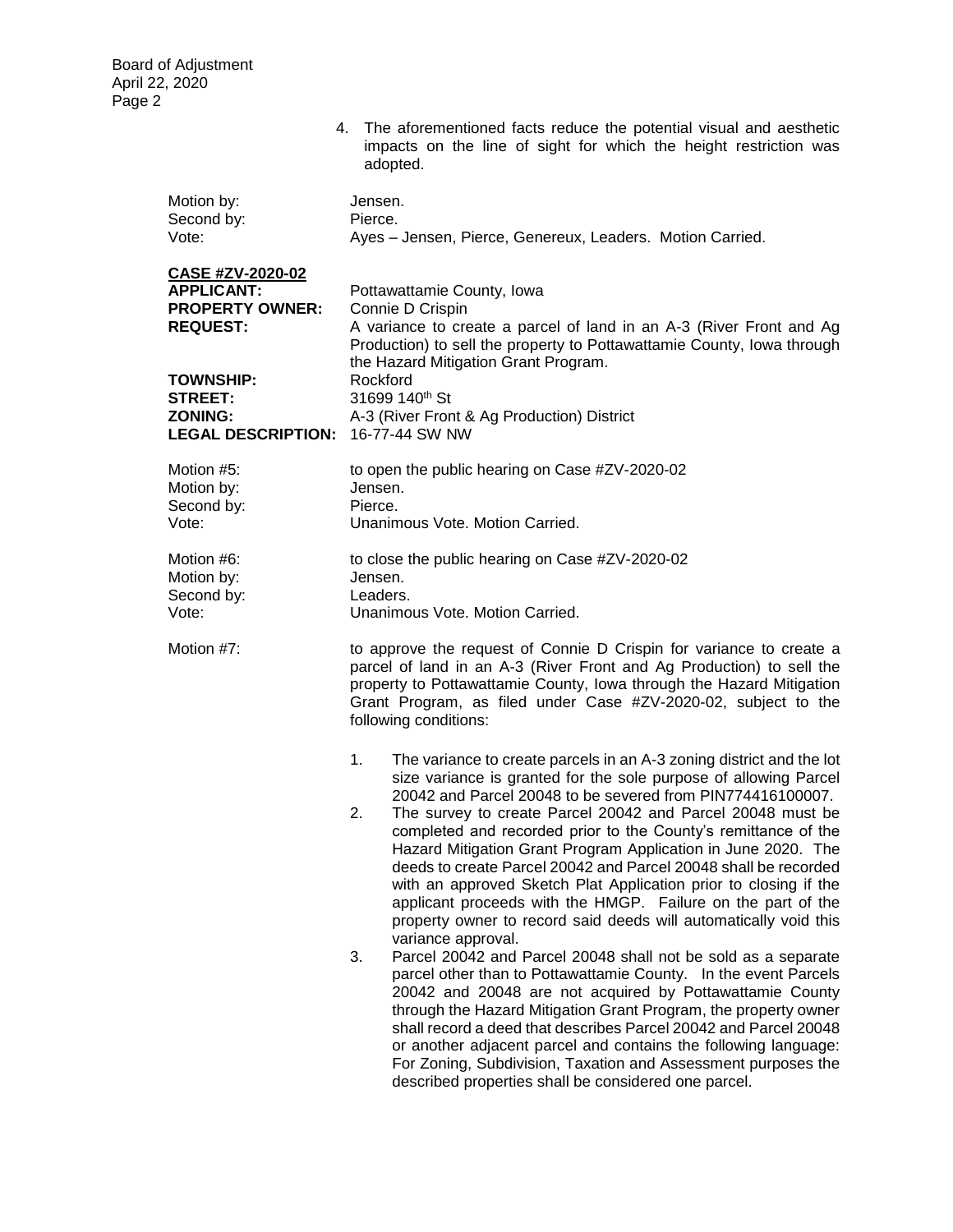4. The aforementioned facts reduce the potential visual and aesthetic impacts on the line of sight for which the height restriction was adopted.

Motion by: Jensen.
Second by: Pierce.
Vote: Ayes – Jensen, Pierce, Genereux, Leaders. Motion Carried.

**CASE #ZV-2020-02**

**APPLICANT:** Pottawattamie County, Iowa
**PROPERTY OWNER:** Connie D Crispin
**REQUEST:** A variance to create a parcel of land in an A-3 (River Front and Ag Production) to sell the property to Pottawattamie County, Iowa through the Hazard Mitigation Grant Program.
**TOWNSHIP:** Rockford
**STREET:** 31699 140th St
**ZONING:** A-3 (River Front & Ag Production) District
**LEGAL DESCRIPTION:** 16-77-44 SW NW

Motion #5: to open the public hearing on Case #ZV-2020-02
Motion by: Jensen.
Second by: Pierce.
Vote: Unanimous Vote. Motion Carried.

Motion #6: to close the public hearing on Case #ZV-2020-02
Motion by: Jensen.
Second by: Leaders.
Vote: Unanimous Vote. Motion Carried.

Motion #7: to approve the request of Connie D Crispin for variance to create a parcel of land in an A-3 (River Front and Ag Production) to sell the property to Pottawattamie County, Iowa through the Hazard Mitigation Grant Program, as filed under Case #ZV-2020-02, subject to the following conditions:

1. The variance to create parcels in an A-3 zoning district and the lot size variance is granted for the sole purpose of allowing Parcel 20042 and Parcel 20048 to be severed from PIN774416100007.
2. The survey to create Parcel 20042 and Parcel 20048 must be completed and recorded prior to the County's remittance of the Hazard Mitigation Grant Program Application in June 2020. The deeds to create Parcel 20042 and Parcel 20048 shall be recorded with an approved Sketch Plat Application prior to closing if the applicant proceeds with the HMGP. Failure on the part of the property owner to record said deeds will automatically void this variance approval.
3. Parcel 20042 and Parcel 20048 shall not be sold as a separate parcel other than to Pottawattamie County. In the event Parcels 20042 and 20048 are not acquired by Pottawattamie County through the Hazard Mitigation Grant Program, the property owner shall record a deed that describes Parcel 20042 and Parcel 20048 or another adjacent parcel and contains the following language: For Zoning, Subdivision, Taxation and Assessment purposes the described properties shall be considered one parcel.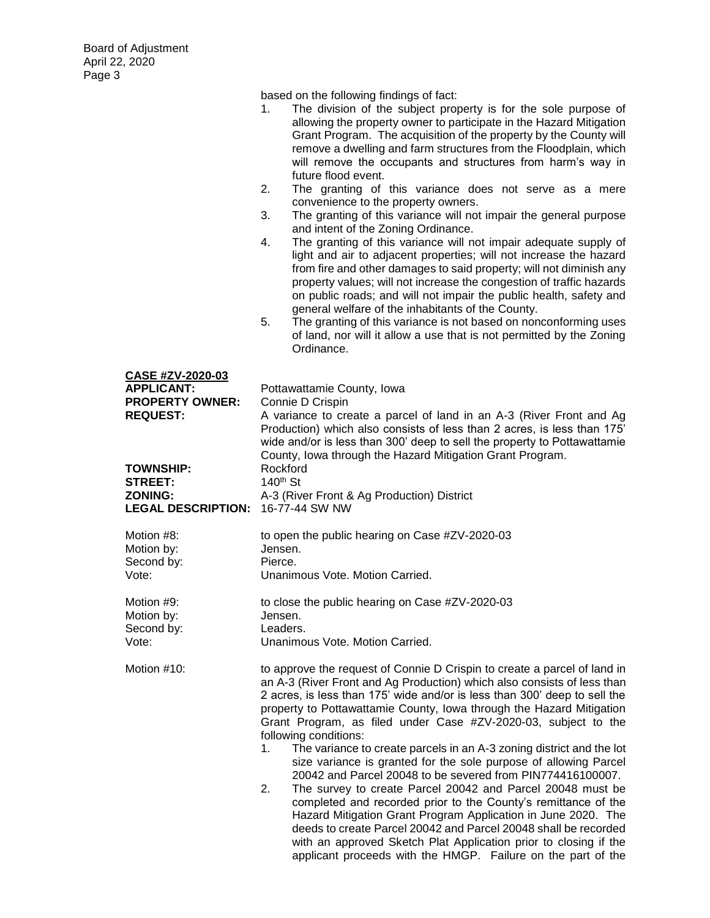based on the following findings of fact:

1. The division of the subject property is for the sole purpose of allowing the property owner to participate in the Hazard Mitigation Grant Program. The acquisition of the property by the County will remove a dwelling and farm structures from the Floodplain, which will remove the occupants and structures from harm's way in future flood event.
2. The granting of this variance does not serve as a mere convenience to the property owners.
3. The granting of this variance will not impair the general purpose and intent of the Zoning Ordinance.
4. The granting of this variance will not impair adequate supply of light and air to adjacent properties; will not increase the hazard from fire and other damages to said property; will not diminish any property values; will not increase the congestion of traffic hazards on public roads; and will not impair the public health, safety and general welfare of the inhabitants of the County.
5. The granting of this variance is not based on nonconforming uses of land, nor will it allow a use that is not permitted by the Zoning Ordinance.

## CASE #ZV-2020-03

**APPLICANT:** Pottawattamie County, Iowa

**PROPERTY OWNER:** Connie D Crispin

**REQUEST:** A variance to create a parcel of land in an A-3 (River Front and Ag Production) which also consists of less than 2 acres, is less than 175' wide and/or is less than 300' deep to sell the property to Pottawattamie County, Iowa through the Hazard Mitigation Grant Program.

**TOWNSHIP:** Rockford

**STREET:** 140th St

**ZONING:** A-3 (River Front & Ag Production) District

**LEGAL DESCRIPTION:** 16-77-44 SW NW

Motion #8: to open the public hearing on Case #ZV-2020-03
Motion by: Jensen.
Second by: Pierce.
Vote: Unanimous Vote. Motion Carried.

Motion #9: to close the public hearing on Case #ZV-2020-03
Motion by: Jensen.
Second by: Leaders.
Vote: Unanimous Vote. Motion Carried.

Motion #10: to approve the request of Connie D Crispin to create a parcel of land in an A-3 (River Front and Ag Production) which also consists of less than 2 acres, is less than 175' wide and/or is less than 300' deep to sell the property to Pottawattamie County, Iowa through the Hazard Mitigation Grant Program, as filed under Case #ZV-2020-03, subject to the following conditions:

1. The variance to create parcels in an A-3 zoning district and the lot size variance is granted for the sole purpose of allowing Parcel 20042 and Parcel 20048 to be severed from PIN774416100007.
2. The survey to create Parcel 20042 and Parcel 20048 must be completed and recorded prior to the County's remittance of the Hazard Mitigation Grant Program Application in June 2020. The deeds to create Parcel 20042 and Parcel 20048 shall be recorded with an approved Sketch Plat Application prior to closing if the applicant proceeds with the HMGP. Failure on the part of the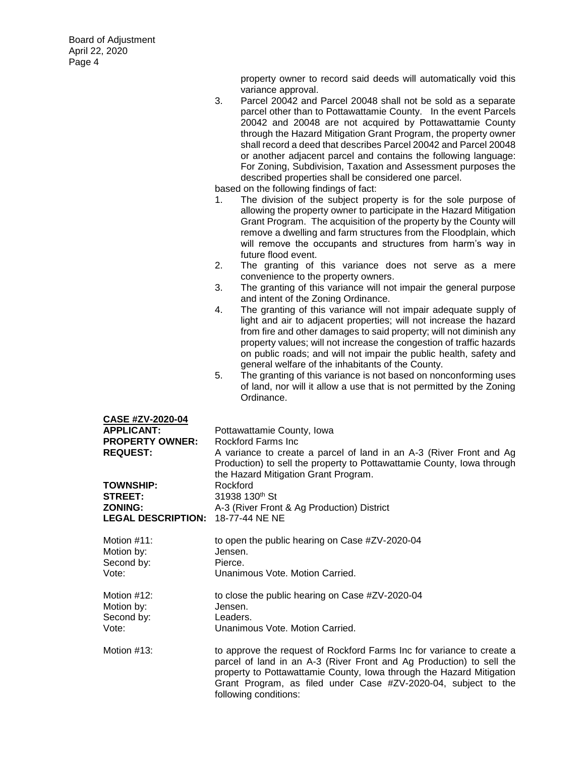property owner to record said deeds will automatically void this variance approval.

3. Parcel 20042 and Parcel 20048 shall not be sold as a separate parcel other than to Pottawattamie County. In the event Parcels 20042 and 20048 are not acquired by Pottawattamie County through the Hazard Mitigation Grant Program, the property owner shall record a deed that describes Parcel 20042 and Parcel 20048 or another adjacent parcel and contains the following language: For Zoning, Subdivision, Taxation and Assessment purposes the described properties shall be considered one parcel.

based on the following findings of fact:

1. The division of the subject property is for the sole purpose of allowing the property owner to participate in the Hazard Mitigation Grant Program. The acquisition of the property by the County will remove a dwelling and farm structures from the Floodplain, which will remove the occupants and structures from harm's way in future flood event.
2. The granting of this variance does not serve as a mere convenience to the property owners.
3. The granting of this variance will not impair the general purpose and intent of the Zoning Ordinance.
4. The granting of this variance will not impair adequate supply of light and air to adjacent properties; will not increase the hazard from fire and other damages to said property; will not diminish any property values; will not increase the congestion of traffic hazards on public roads; and will not impair the public health, safety and general welfare of the inhabitants of the County.
5. The granting of this variance is not based on nonconforming uses of land, nor will it allow a use that is not permitted by the Zoning Ordinance.

## CASE #ZV-2020-04

**APPLICANT:** Pottawattamie County, Iowa
**PROPERTY OWNER:** Rockford Farms Inc
**REQUEST:** A variance to create a parcel of land in an A-3 (River Front and Ag Production) to sell the property to Pottawattamie County, Iowa through the Hazard Mitigation Grant Program.
**TOWNSHIP:** Rockford
**STREET:** 31938 130th St
**ZONING:** A-3 (River Front & Ag Production) District
**LEGAL DESCRIPTION:** 18-77-44 NE NE

Motion #11: to open the public hearing on Case #ZV-2020-04
Motion by: Jensen.
Second by: Pierce.
Vote: Unanimous Vote. Motion Carried.

Motion #12: to close the public hearing on Case #ZV-2020-04
Motion by: Jensen.
Second by: Leaders.
Vote: Unanimous Vote. Motion Carried.

Motion #13: to approve the request of Rockford Farms Inc for variance to create a parcel of land in an A-3 (River Front and Ag Production) to sell the property to Pottawattamie County, Iowa through the Hazard Mitigation Grant Program, as filed under Case #ZV-2020-04, subject to the following conditions: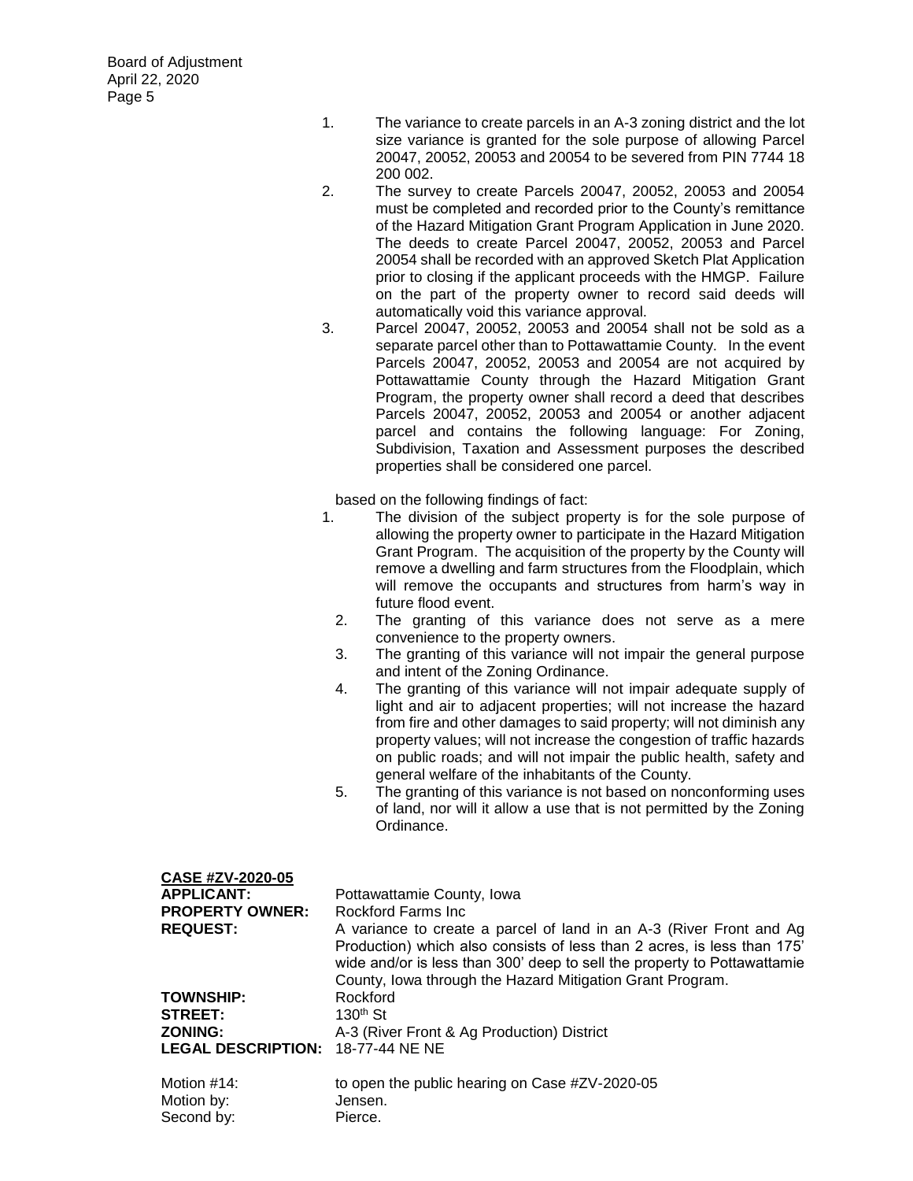1. The variance to create parcels in an A-3 zoning district and the lot size variance is granted for the sole purpose of allowing Parcel 20047, 20052, 20053 and 20054 to be severed from PIN 7744 18 200 002.
2. The survey to create Parcels 20047, 20052, 20053 and 20054 must be completed and recorded prior to the County's remittance of the Hazard Mitigation Grant Program Application in June 2020. The deeds to create Parcel 20047, 20052, 20053 and Parcel 20054 shall be recorded with an approved Sketch Plat Application prior to closing if the applicant proceeds with the HMGP. Failure on the part of the property owner to record said deeds will automatically void this variance approval.
3. Parcel 20047, 20052, 20053 and 20054 shall not be sold as a separate parcel other than to Pottawattamie County. In the event Parcels 20047, 20052, 20053 and 20054 are not acquired by Pottawattamie County through the Hazard Mitigation Grant Program, the property owner shall record a deed that describes Parcels 20047, 20052, 20053 and 20054 or another adjacent parcel and contains the following language: For Zoning, Subdivision, Taxation and Assessment purposes the described properties shall be considered one parcel.

based on the following findings of fact:

1. The division of the subject property is for the sole purpose of allowing the property owner to participate in the Hazard Mitigation Grant Program. The acquisition of the property by the County will remove a dwelling and farm structures from the Floodplain, which will remove the occupants and structures from harm's way in future flood event.
2. The granting of this variance does not serve as a mere convenience to the property owners.
3. The granting of this variance will not impair the general purpose and intent of the Zoning Ordinance.
4. The granting of this variance will not impair adequate supply of light and air to adjacent properties; will not increase the hazard from fire and other damages to said property; will not diminish any property values; will not increase the congestion of traffic hazards on public roads; and will not impair the public health, safety and general welfare of the inhabitants of the County.
5. The granting of this variance is not based on nonconforming uses of land, nor will it allow a use that is not permitted by the Zoning Ordinance.

**CASE #ZV-2020-05**

**APPLICANT:** Pottawattamie County, Iowa
**PROPERTY OWNER:** Rockford Farms Inc
**REQUEST:** A variance to create a parcel of land in an A-3 (River Front and Ag Production) which also consists of less than 2 acres, is less than 175' wide and/or is less than 300' deep to sell the property to Pottawattamie County, Iowa through the Hazard Mitigation Grant Program.
**TOWNSHIP:** Rockford
**STREET:** 130th St
**ZONING:** A-3 (River Front & Ag Production) District
**LEGAL DESCRIPTION:** 18-77-44 NE NE

Motion #14: to open the public hearing on Case #ZV-2020-05
Motion by: Jensen.
Second by: Pierce.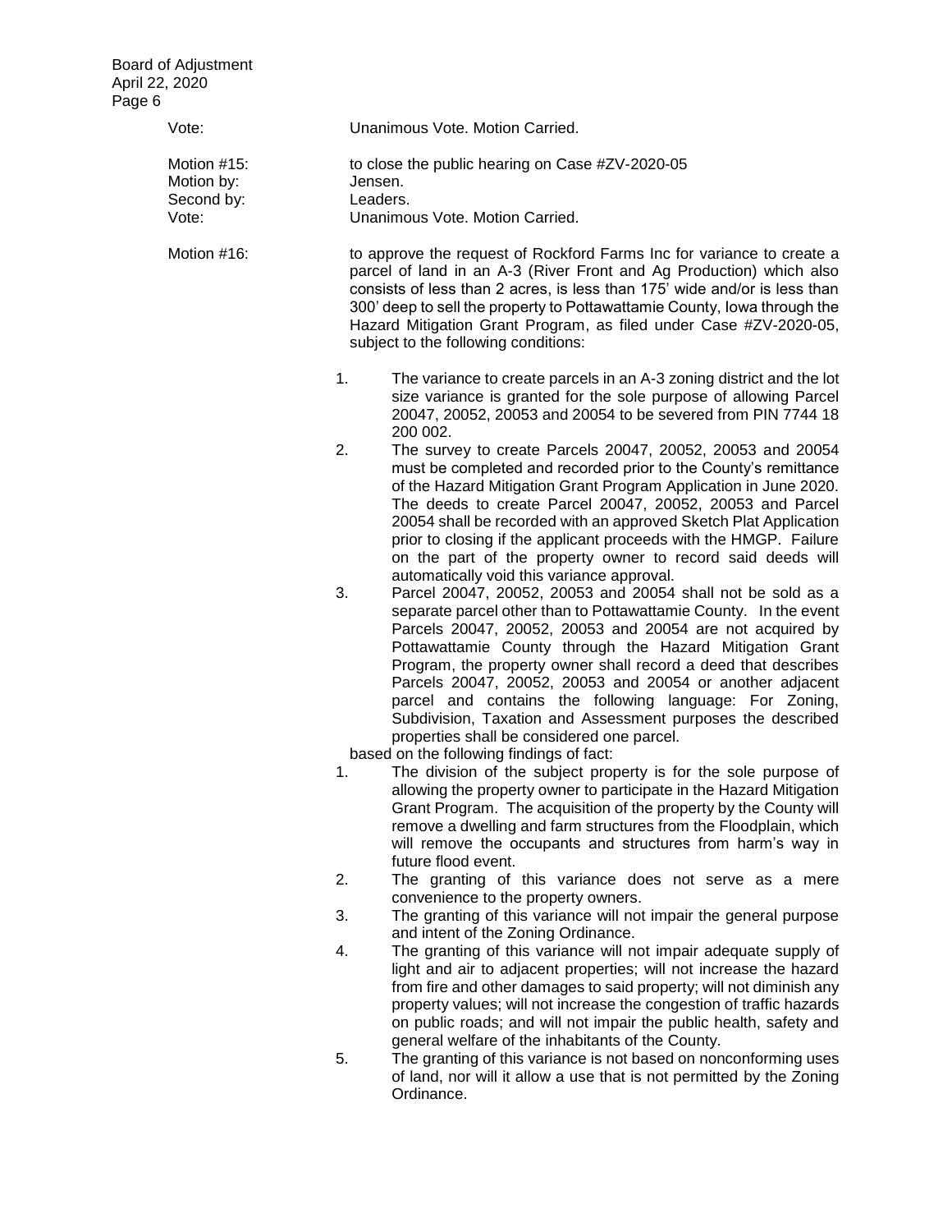Vote: Unanimous Vote. Motion Carried.

Motion #15: to close the public hearing on Case #ZV-2020-05
Motion by: Jensen.
Second by: Leaders.
Vote: Unanimous Vote. Motion Carried.

Motion #16: to approve the request of Rockford Farms Inc for variance to create a parcel of land in an A-3 (River Front and Ag Production) which also consists of less than 2 acres, is less than 175' wide and/or is less than 300' deep to sell the property to Pottawattamie County, Iowa through the Hazard Mitigation Grant Program, as filed under Case #ZV-2020-05, subject to the following conditions:

1. The variance to create parcels in an A-3 zoning district and the lot size variance is granted for the sole purpose of allowing Parcel 20047, 20052, 20053 and 20054 to be severed from PIN 7744 18 200 002.
2. The survey to create Parcels 20047, 20052, 20053 and 20054 must be completed and recorded prior to the County's remittance of the Hazard Mitigation Grant Program Application in June 2020. The deeds to create Parcel 20047, 20052, 20053 and Parcel 20054 shall be recorded with an approved Sketch Plat Application prior to closing if the applicant proceeds with the HMGP. Failure on the part of the property owner to record said deeds will automatically void this variance approval.
3. Parcel 20047, 20052, 20053 and 20054 shall not be sold as a separate parcel other than to Pottawattamie County. In the event Parcels 20047, 20052, 20053 and 20054 are not acquired by Pottawattamie County through the Hazard Mitigation Grant Program, the property owner shall record a deed that describes Parcels 20047, 20052, 20053 and 20054 or another adjacent parcel and contains the following language: For Zoning, Subdivision, Taxation and Assessment purposes the described properties shall be considered one parcel.

based on the following findings of fact:

1. The division of the subject property is for the sole purpose of allowing the property owner to participate in the Hazard Mitigation Grant Program. The acquisition of the property by the County will remove a dwelling and farm structures from the Floodplain, which will remove the occupants and structures from harm's way in future flood event.
2. The granting of this variance does not serve as a mere convenience to the property owners.
3. The granting of this variance will not impair the general purpose and intent of the Zoning Ordinance.
4. The granting of this variance will not impair adequate supply of light and air to adjacent properties; will not increase the hazard from fire and other damages to said property; will not diminish any property values; will not increase the congestion of traffic hazards on public roads; and will not impair the public health, safety and general welfare of the inhabitants of the County.
5. The granting of this variance is not based on nonconforming uses of land, nor will it allow a use that is not permitted by the Zoning Ordinance.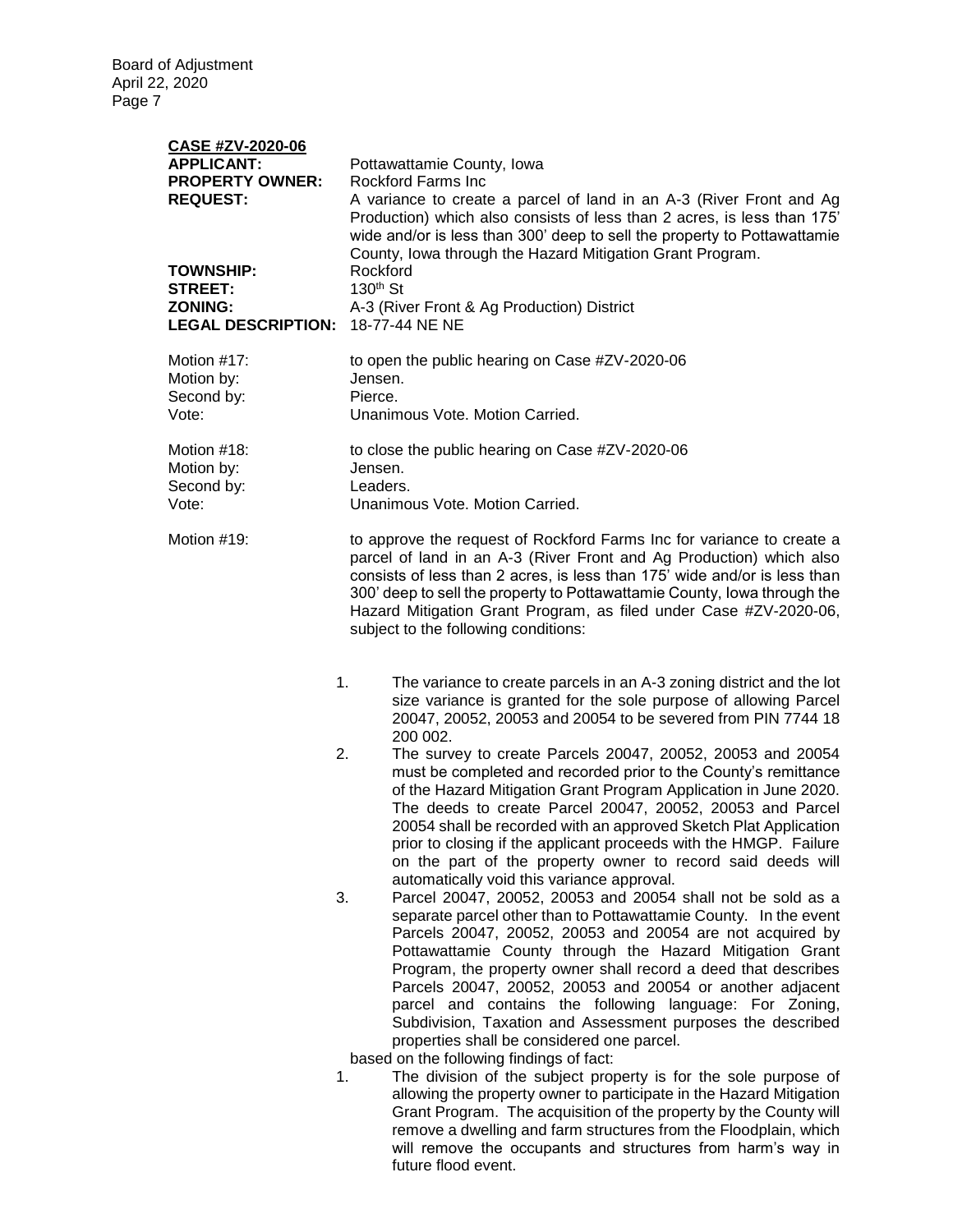**CASE #ZV-2020-06**

**APPLICANT:** Pottawattamie County, Iowa

**PROPERTY OWNER:** Rockford Farms Inc

**REQUEST:** A variance to create a parcel of land in an A-3 (River Front and Ag Production) which also consists of less than 2 acres, is less than 175' wide and/or is less than 300' deep to sell the property to Pottawattamie County, Iowa through the Hazard Mitigation Grant Program.

**TOWNSHIP:** Rockford

**STREET:** 130th St

**ZONING:** A-3 (River Front & Ag Production) District

**LEGAL DESCRIPTION:** 18-77-44 NE NE

Motion #17: to open the public hearing on Case #ZV-2020-06
Motion by: Jensen.
Second by: Pierce.
Vote: Unanimous Vote. Motion Carried.

Motion #18: to close the public hearing on Case #ZV-2020-06
Motion by: Jensen.
Second by: Leaders.
Vote: Unanimous Vote. Motion Carried.

Motion #19: to approve the request of Rockford Farms Inc for variance to create a parcel of land in an A-3 (River Front and Ag Production) which also consists of less than 2 acres, is less than 175' wide and/or is less than 300' deep to sell the property to Pottawattamie County, Iowa through the Hazard Mitigation Grant Program, as filed under Case #ZV-2020-06, subject to the following conditions:

1. The variance to create parcels in an A-3 zoning district and the lot size variance is granted for the sole purpose of allowing Parcel 20047, 20052, 20053 and 20054 to be severed from PIN 7744 18 200 002.
2. The survey to create Parcels 20047, 20052, 20053 and 20054 must be completed and recorded prior to the County's remittance of the Hazard Mitigation Grant Program Application in June 2020. The deeds to create Parcel 20047, 20052, 20053 and Parcel 20054 shall be recorded with an approved Sketch Plat Application prior to closing if the applicant proceeds with the HMGP. Failure on the part of the property owner to record said deeds will automatically void this variance approval.
3. Parcel 20047, 20052, 20053 and 20054 shall not be sold as a separate parcel other than to Pottawattamie County. In the event Parcels 20047, 20052, 20053 and 20054 are not acquired by Pottawattamie County through the Hazard Mitigation Grant Program, the property owner shall record a deed that describes Parcels 20047, 20052, 20053 and 20054 or another adjacent parcel and contains the following language: For Zoning, Subdivision, Taxation and Assessment purposes the described properties shall be considered one parcel.

based on the following findings of fact:

1. The division of the subject property is for the sole purpose of allowing the property owner to participate in the Hazard Mitigation Grant Program. The acquisition of the property by the County will remove a dwelling and farm structures from the Floodplain, which will remove the occupants and structures from harm's way in future flood event.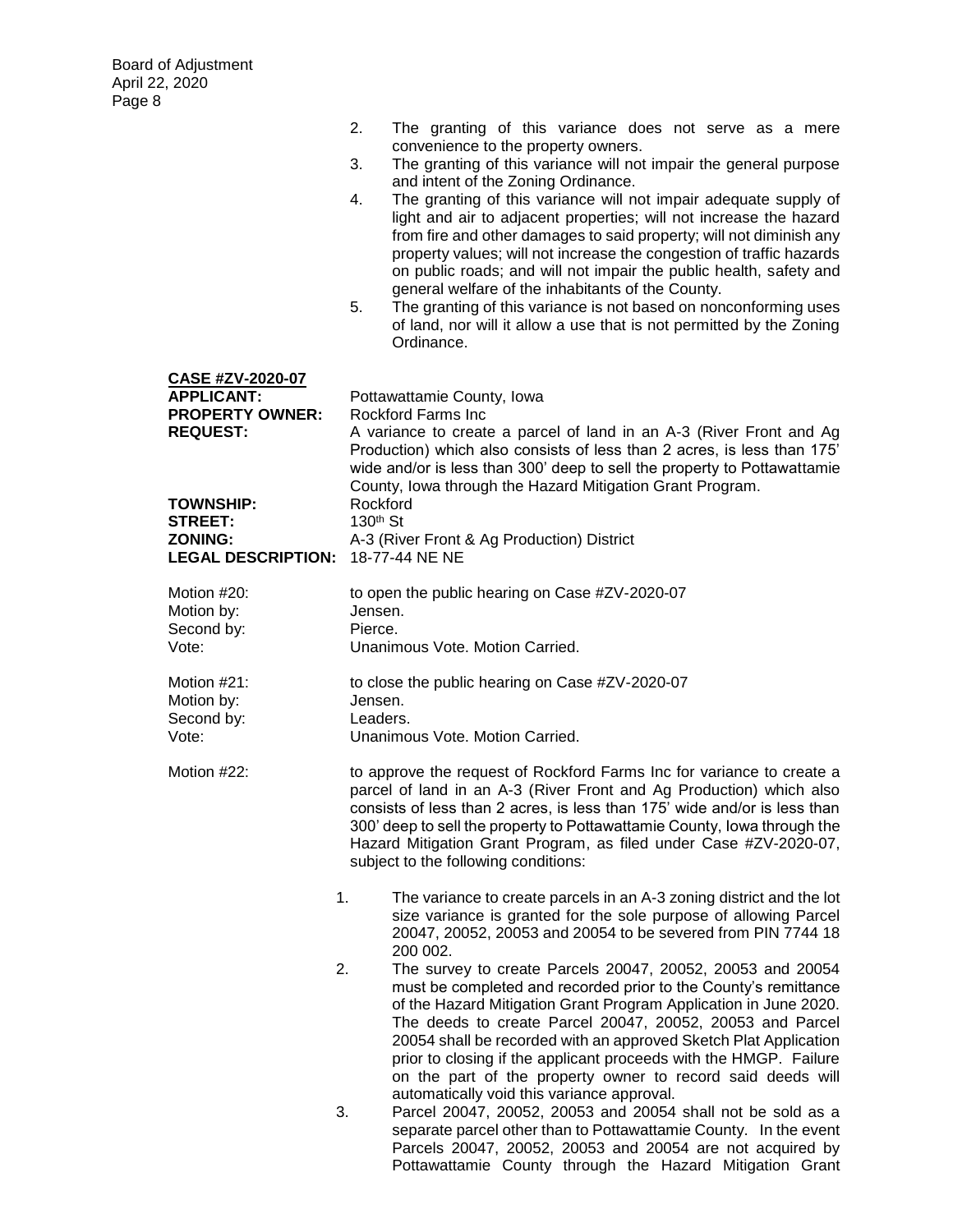2. The granting of this variance does not serve as a mere convenience to the property owners.
3. The granting of this variance will not impair the general purpose and intent of the Zoning Ordinance.
4. The granting of this variance will not impair adequate supply of light and air to adjacent properties; will not increase the hazard from fire and other damages to said property; will not diminish any property values; will not increase the congestion of traffic hazards on public roads; and will not impair the public health, safety and general welfare of the inhabitants of the County.
5. The granting of this variance is not based on nonconforming uses of land, nor will it allow a use that is not permitted by the Zoning Ordinance.

**CASE #ZV-2020-07**

**APPLICANT:** Pottawattamie County, Iowa
**PROPERTY OWNER:** Rockford Farms Inc
**REQUEST:** A variance to create a parcel of land in an A-3 (River Front and Ag Production) which also consists of less than 2 acres, is less than 175' wide and/or is less than 300' deep to sell the property to Pottawattamie County, Iowa through the Hazard Mitigation Grant Program.
**TOWNSHIP:** Rockford
**STREET:** 130th St
**ZONING:** A-3 (River Front & Ag Production) District
**LEGAL DESCRIPTION:** 18-77-44 NE NE

Motion #20: to open the public hearing on Case #ZV-2020-07
Motion by: Jensen.
Second by: Pierce.
Vote: Unanimous Vote. Motion Carried.

Motion #21: to close the public hearing on Case #ZV-2020-07
Motion by: Jensen.
Second by: Leaders.
Vote: Unanimous Vote. Motion Carried.

Motion #22: to approve the request of Rockford Farms Inc for variance to create a parcel of land in an A-3 (River Front and Ag Production) which also consists of less than 2 acres, is less than 175' wide and/or is less than 300' deep to sell the property to Pottawattamie County, Iowa through the Hazard Mitigation Grant Program, as filed under Case #ZV-2020-07, subject to the following conditions:

1. The variance to create parcels in an A-3 zoning district and the lot size variance is granted for the sole purpose of allowing Parcel 20047, 20052, 20053 and 20054 to be severed from PIN 7744 18 200 002.
2. The survey to create Parcels 20047, 20052, 20053 and 20054 must be completed and recorded prior to the County's remittance of the Hazard Mitigation Grant Program Application in June 2020. The deeds to create Parcel 20047, 20052, 20053 and Parcel 20054 shall be recorded with an approved Sketch Plat Application prior to closing if the applicant proceeds with the HMGP. Failure on the part of the property owner to record said deeds will automatically void this variance approval.
3. Parcel 20047, 20052, 20053 and 20054 shall not be sold as a separate parcel other than to Pottawattamie County. In the event Parcels 20047, 20052, 20053 and 20054 are not acquired by Pottawattamie County through the Hazard Mitigation Grant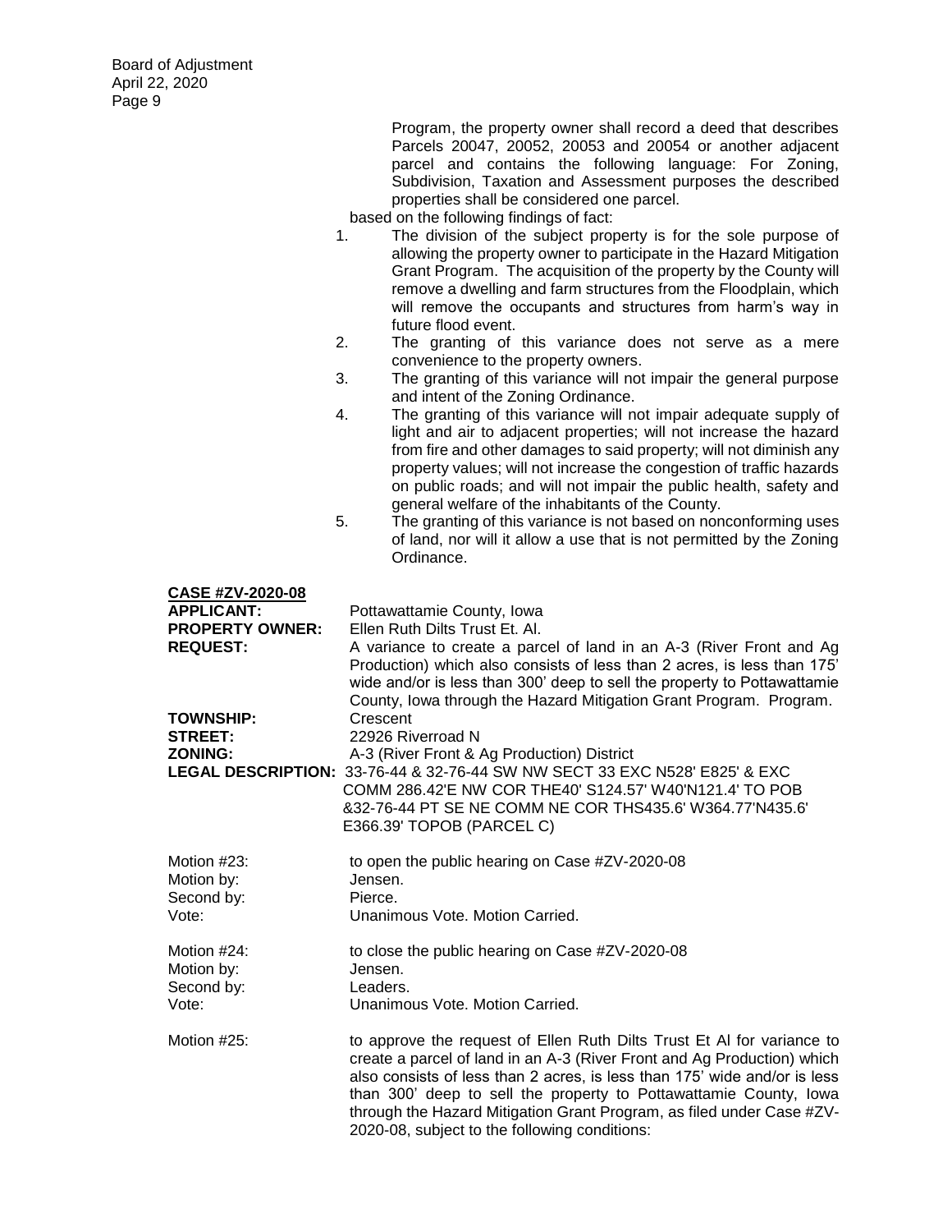Program, the property owner shall record a deed that describes Parcels 20047, 20052, 20053 and 20054 or another adjacent parcel and contains the following language: For Zoning, Subdivision, Taxation and Assessment purposes the described properties shall be considered one parcel.

based on the following findings of fact:

1. The division of the subject property is for the sole purpose of allowing the property owner to participate in the Hazard Mitigation Grant Program. The acquisition of the property by the County will remove a dwelling and farm structures from the Floodplain, which will remove the occupants and structures from harm's way in future flood event.
2. The granting of this variance does not serve as a mere convenience to the property owners.
3. The granting of this variance will not impair the general purpose and intent of the Zoning Ordinance.
4. The granting of this variance will not impair adequate supply of light and air to adjacent properties; will not increase the hazard from fire and other damages to said property; will not diminish any property values; will not increase the congestion of traffic hazards on public roads; and will not impair the public health, safety and general welfare of the inhabitants of the County.
5. The granting of this variance is not based on nonconforming uses of land, nor will it allow a use that is not permitted by the Zoning Ordinance.

**CASE #ZV-2020-08**

**APPLICANT:** Pottawattamie County, Iowa

**PROPERTY OWNER:** Ellen Ruth Dilts Trust Et. Al.

**REQUEST:** A variance to create a parcel of land in an A-3 (River Front and Ag Production) which also consists of less than 2 acres, is less than 175' wide and/or is less than 300' deep to sell the property to Pottawattamie County, Iowa through the Hazard Mitigation Grant Program. Program.

**TOWNSHIP:** Crescent

**STREET:** 22926 Riverroad N

**ZONING:** A-3 (River Front & Ag Production) District

**LEGAL DESCRIPTION:** 33-76-44 & 32-76-44 SW NW SECT 33 EXC N528' E825' & EXC COMM 286.42'E NW COR THE40' S124.57' W40'N121.4' TO POB &32-76-44 PT SE NE COMM NE COR THS435.6' W364.77'N435.6' E366.39' TOPOB (PARCEL C)

Motion #23: to open the public hearing on Case #ZV-2020-08
Motion by: Jensen.
Second by: Pierce.
Vote: Unanimous Vote. Motion Carried.

Motion #24: to close the public hearing on Case #ZV-2020-08
Motion by: Jensen.
Second by: Leaders.
Vote: Unanimous Vote. Motion Carried.

Motion #25: to approve the request of Ellen Ruth Dilts Trust Et Al for variance to create a parcel of land in an A-3 (River Front and Ag Production) which also consists of less than 2 acres, is less than 175' wide and/or is less than 300' deep to sell the property to Pottawattamie County, Iowa through the Hazard Mitigation Grant Program, as filed under Case #ZV-2020-08, subject to the following conditions: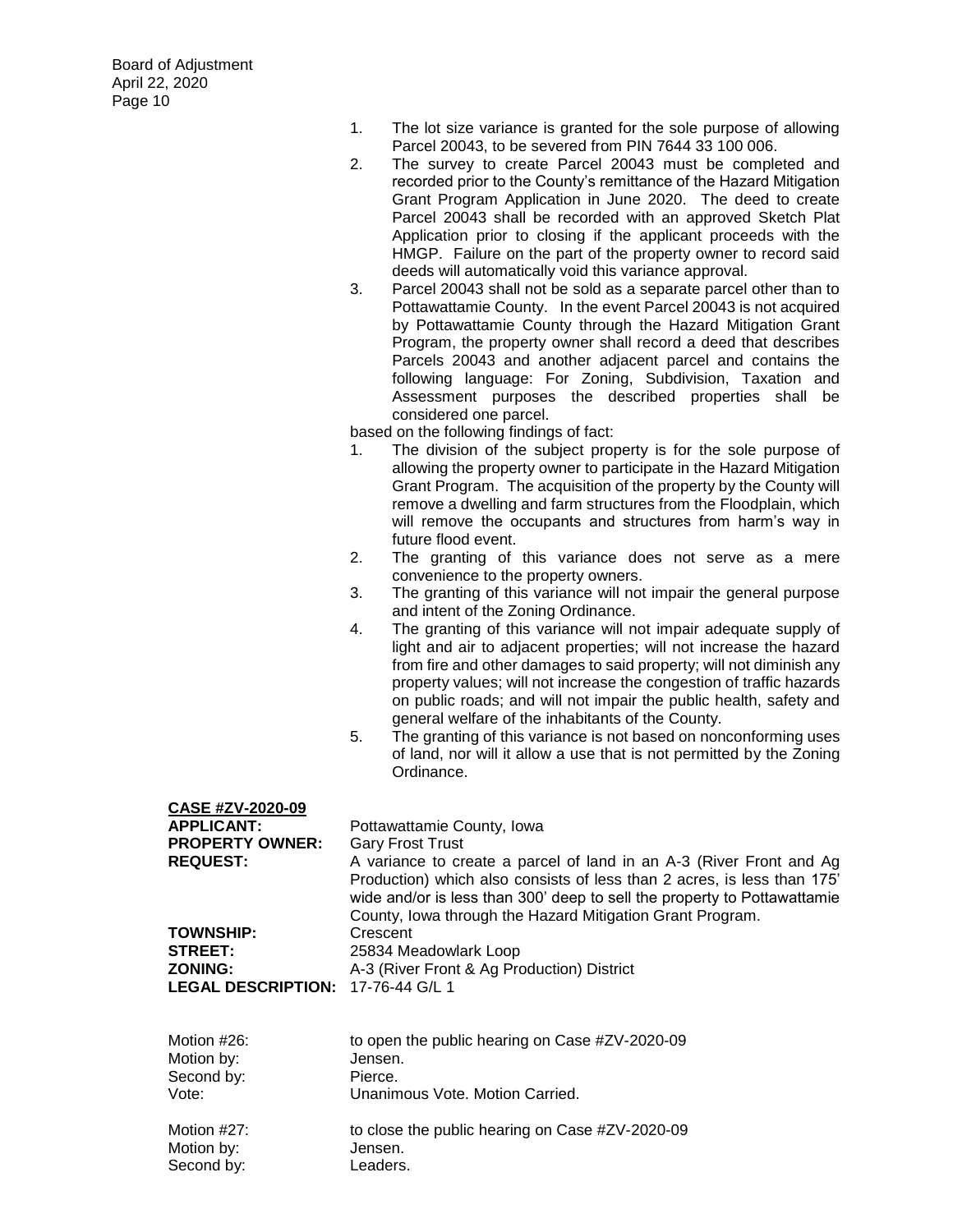1. The lot size variance is granted for the sole purpose of allowing Parcel 20043, to be severed from PIN 7644 33 100 006.
2. The survey to create Parcel 20043 must be completed and recorded prior to the County's remittance of the Hazard Mitigation Grant Program Application in June 2020. The deed to create Parcel 20043 shall be recorded with an approved Sketch Plat Application prior to closing if the applicant proceeds with the HMGP. Failure on the part of the property owner to record said deeds will automatically void this variance approval.
3. Parcel 20043 shall not be sold as a separate parcel other than to Pottawattamie County. In the event Parcel 20043 is not acquired by Pottawattamie County through the Hazard Mitigation Grant Program, the property owner shall record a deed that describes Parcels 20043 and another adjacent parcel and contains the following language: For Zoning, Subdivision, Taxation and Assessment purposes the described properties shall be considered one parcel.

based on the following findings of fact:

1. The division of the subject property is for the sole purpose of allowing the property owner to participate in the Hazard Mitigation Grant Program. The acquisition of the property by the County will remove a dwelling and farm structures from the Floodplain, which will remove the occupants and structures from harm's way in future flood event.
2. The granting of this variance does not serve as a mere convenience to the property owners.
3. The granting of this variance will not impair the general purpose and intent of the Zoning Ordinance.
4. The granting of this variance will not impair adequate supply of light and air to adjacent properties; will not increase the hazard from fire and other damages to said property; will not diminish any property values; will not increase the congestion of traffic hazards on public roads; and will not impair the public health, safety and general welfare of the inhabitants of the County.
5. The granting of this variance is not based on nonconforming uses of land, nor will it allow a use that is not permitted by the Zoning Ordinance.

**CASE #ZV-2020-09**

**APPLICANT:** Pottawattamie County, Iowa
**PROPERTY OWNER:** Gary Frost Trust
**REQUEST:** A variance to create a parcel of land in an A-3 (River Front and Ag Production) which also consists of less than 2 acres, is less than 175' wide and/or is less than 300' deep to sell the property to Pottawattamie County, Iowa through the Hazard Mitigation Grant Program.
**TOWNSHIP:** Crescent
**STREET:** 25834 Meadowlark Loop
**ZONING:** A-3 (River Front & Ag Production) District
**LEGAL DESCRIPTION:** 17-76-44 G/L 1

Motion #26: to open the public hearing on Case #ZV-2020-09
Motion by: Jensen.
Second by: Pierce.
Vote: Unanimous Vote. Motion Carried.

Motion #27: to close the public hearing on Case #ZV-2020-09
Motion by: Jensen.
Second by: Leaders.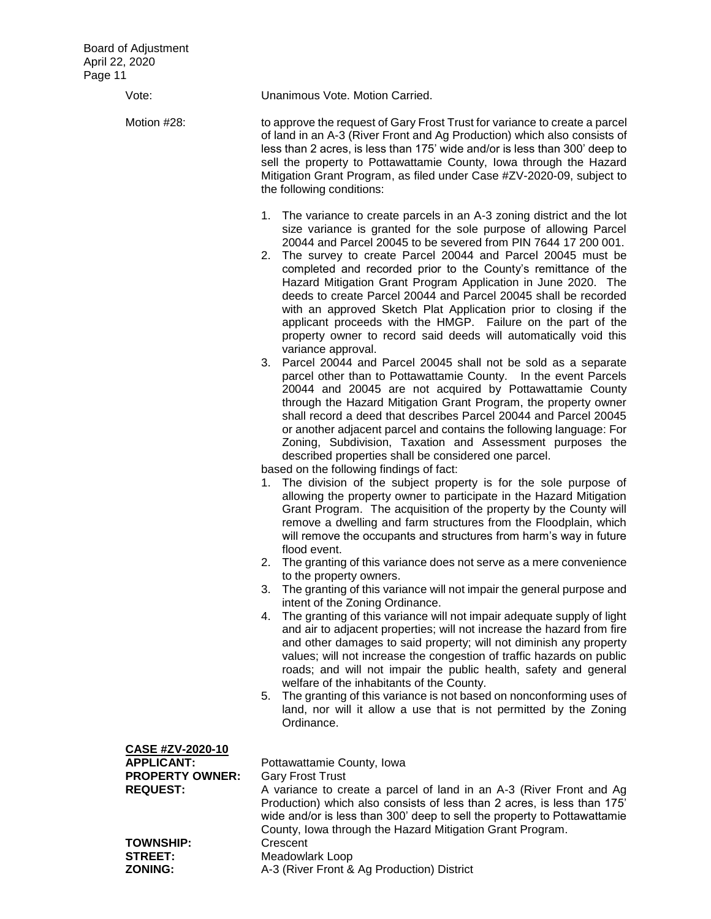Vote: Unanimous Vote. Motion Carried.

Motion #28: to approve the request of Gary Frost Trust for variance to create a parcel of land in an A-3 (River Front and Ag Production) which also consists of less than 2 acres, is less than 175' wide and/or is less than 300' deep to sell the property to Pottawattamie County, Iowa through the Hazard Mitigation Grant Program, as filed under Case #ZV-2020-09, subject to the following conditions:

1. The variance to create parcels in an A-3 zoning district and the lot size variance is granted for the sole purpose of allowing Parcel 20044 and Parcel 20045 to be severed from PIN 7644 17 200 001.
2. The survey to create Parcel 20044 and Parcel 20045 must be completed and recorded prior to the County's remittance of the Hazard Mitigation Grant Program Application in June 2020. The deeds to create Parcel 20044 and Parcel 20045 shall be recorded with an approved Sketch Plat Application prior to closing if the applicant proceeds with the HMGP. Failure on the part of the property owner to record said deeds will automatically void this variance approval.
3. Parcel 20044 and Parcel 20045 shall not be sold as a separate parcel other than to Pottawattamie County. In the event Parcels 20044 and 20045 are not acquired by Pottawattamie County through the Hazard Mitigation Grant Program, the property owner shall record a deed that describes Parcel 20044 and Parcel 20045 or another adjacent parcel and contains the following language: For Zoning, Subdivision, Taxation and Assessment purposes the described properties shall be considered one parcel.

based on the following findings of fact:

1. The division of the subject property is for the sole purpose of allowing the property owner to participate in the Hazard Mitigation Grant Program. The acquisition of the property by the County will remove a dwelling and farm structures from the Floodplain, which will remove the occupants and structures from harm's way in future flood event.
2. The granting of this variance does not serve as a mere convenience to the property owners.
3. The granting of this variance will not impair the general purpose and intent of the Zoning Ordinance.
4. The granting of this variance will not impair adequate supply of light and air to adjacent properties; will not increase the hazard from fire and other damages to said property; will not diminish any property values; will not increase the congestion of traffic hazards on public roads; and will not impair the public health, safety and general welfare of the inhabitants of the County.
5. The granting of this variance is not based on nonconforming uses of land, nor will it allow a use that is not permitted by the Zoning Ordinance.

**CASE #ZV-2020-10**

**APPLICANT:** Pottawattamie County, Iowa
**PROPERTY OWNER:** Gary Frost Trust
**REQUEST:** A variance to create a parcel of land in an A-3 (River Front and Ag Production) which also consists of less than 2 acres, is less than 175' wide and/or is less than 300' deep to sell the property to Pottawattamie County, Iowa through the Hazard Mitigation Grant Program.
**TOWNSHIP:** Crescent
**STREET:** Meadowlark Loop
**ZONING:** A-3 (River Front & Ag Production) District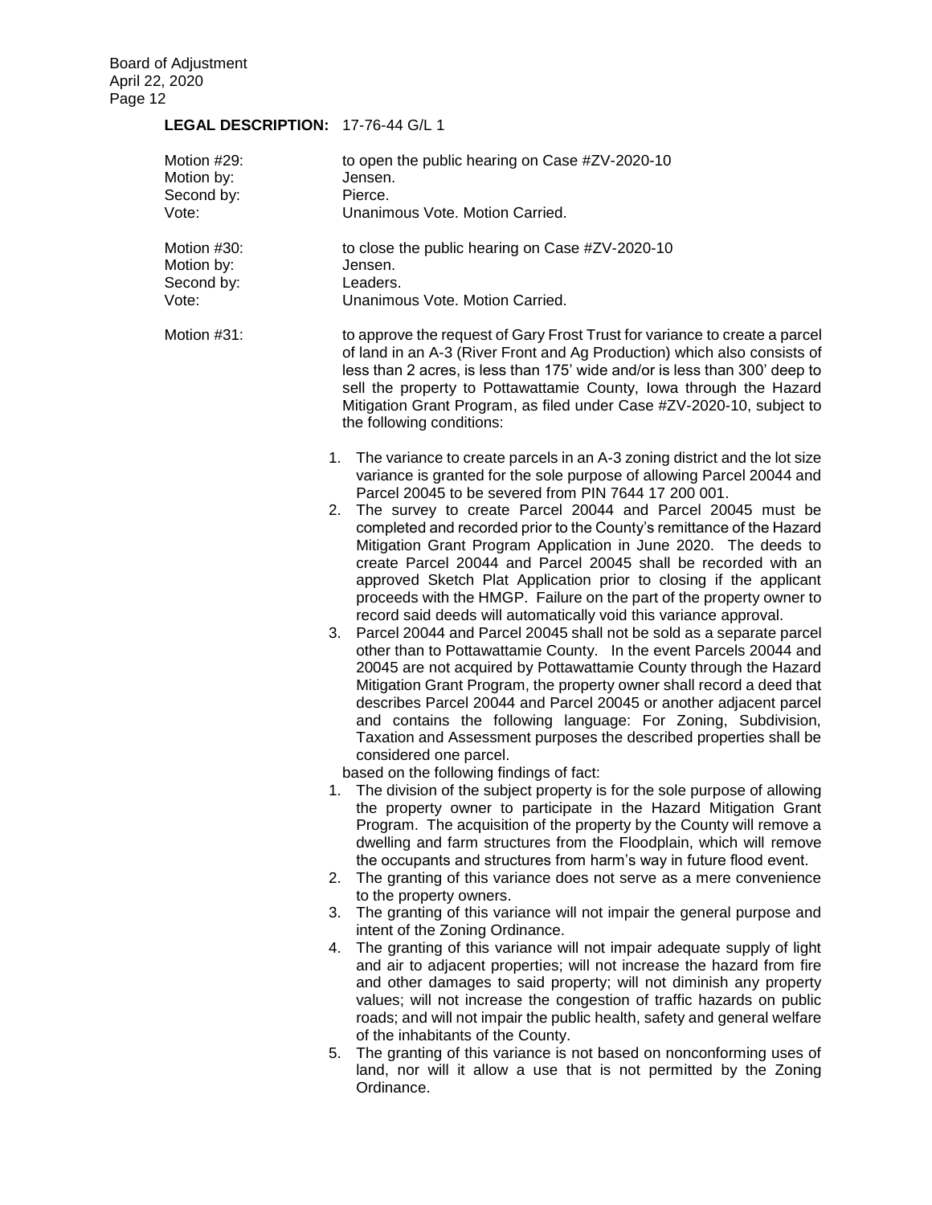**LEGAL DESCRIPTION:** 17-76-44 G/L 1

Motion #29: to open the public hearing on Case #ZV-2020-10
Motion by: Jensen.
Second by: Pierce.
Vote: Unanimous Vote. Motion Carried.

Motion #30: to close the public hearing on Case #ZV-2020-10
Motion by: Jensen.
Second by: Leaders.
Vote: Unanimous Vote. Motion Carried.

Motion #31: to approve the request of Gary Frost Trust for variance to create a parcel of land in an A-3 (River Front and Ag Production) which also consists of less than 2 acres, is less than 175' wide and/or is less than 300' deep to sell the property to Pottawattamie County, Iowa through the Hazard Mitigation Grant Program, as filed under Case #ZV-2020-10, subject to the following conditions:

1. The variance to create parcels in an A-3 zoning district and the lot size variance is granted for the sole purpose of allowing Parcel 20044 and Parcel 20045 to be severed from PIN 7644 17 200 001.
2. The survey to create Parcel 20044 and Parcel 20045 must be completed and recorded prior to the County's remittance of the Hazard Mitigation Grant Program Application in June 2020. The deeds to create Parcel 20044 and Parcel 20045 shall be recorded with an approved Sketch Plat Application prior to closing if the applicant proceeds with the HMGP. Failure on the part of the property owner to record said deeds will automatically void this variance approval.
3. Parcel 20044 and Parcel 20045 shall not be sold as a separate parcel other than to Pottawattamie County. In the event Parcels 20044 and 20045 are not acquired by Pottawattamie County through the Hazard Mitigation Grant Program, the property owner shall record a deed that describes Parcel 20044 and Parcel 20045 or another adjacent parcel and contains the following language: For Zoning, Subdivision, Taxation and Assessment purposes the described properties shall be considered one parcel.

based on the following findings of fact:

1. The division of the subject property is for the sole purpose of allowing the property owner to participate in the Hazard Mitigation Grant Program. The acquisition of the property by the County will remove a dwelling and farm structures from the Floodplain, which will remove the occupants and structures from harm's way in future flood event.
2. The granting of this variance does not serve as a mere convenience to the property owners.
3. The granting of this variance will not impair the general purpose and intent of the Zoning Ordinance.
4. The granting of this variance will not impair adequate supply of light and air to adjacent properties; will not increase the hazard from fire and other damages to said property; will not diminish any property values; will not increase the congestion of traffic hazards on public roads; and will not impair the public health, safety and general welfare of the inhabitants of the County.
5. The granting of this variance is not based on nonconforming uses of land, nor will it allow a use that is not permitted by the Zoning Ordinance.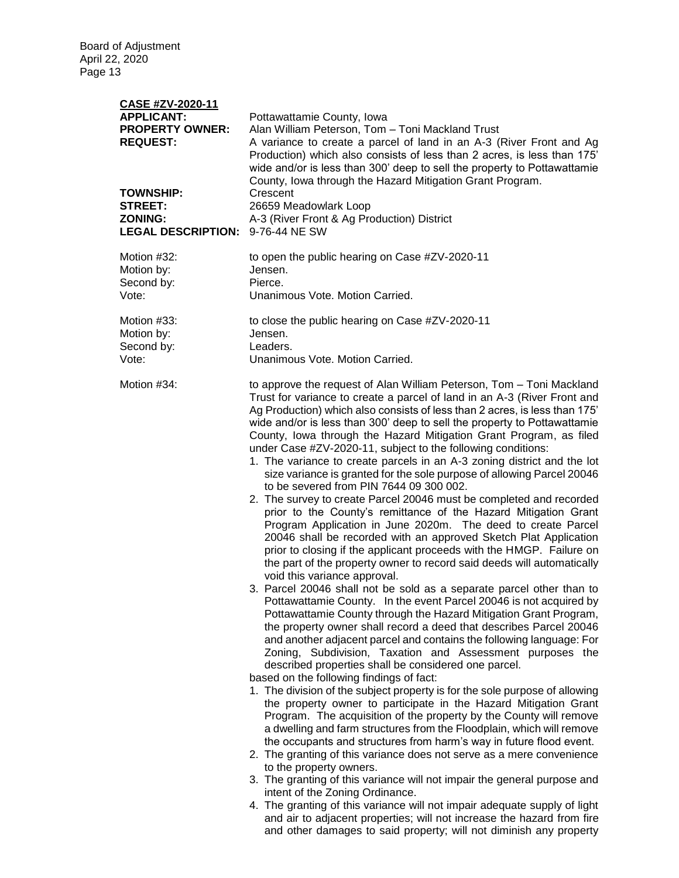**CASE #ZV-2020-11**

**APPLICANT:** Pottawattamie County, Iowa

**PROPERTY OWNER:** Alan William Peterson, Tom – Toni Mackland Trust

**REQUEST:** A variance to create a parcel of land in an A-3 (River Front and Ag Production) which also consists of less than 2 acres, is less than 175' wide and/or is less than 300' deep to sell the property to Pottawattamie County, Iowa through the Hazard Mitigation Grant Program.

**TOWNSHIP:** Crescent

**STREET:** 26659 Meadowlark Loop

**ZONING:** A-3 (River Front & Ag Production) District

**LEGAL DESCRIPTION:** 9-76-44 NE SW

Motion #32: to open the public hearing on Case #ZV-2020-11
Motion by: Jensen.
Second by: Pierce.
Vote: Unanimous Vote. Motion Carried.

Motion #33: to close the public hearing on Case #ZV-2020-11
Motion by: Jensen.
Second by: Leaders.
Vote: Unanimous Vote. Motion Carried.

Motion #34: to approve the request of Alan William Peterson, Tom – Toni Mackland Trust for variance to create a parcel of land in an A-3 (River Front and Ag Production) which also consists of less than 2 acres, is less than 175' wide and/or is less than 300' deep to sell the property to Pottawattamie County, Iowa through the Hazard Mitigation Grant Program, as filed under Case #ZV-2020-11, subject to the following conditions:

1. The variance to create parcels in an A-3 zoning district and the lot size variance is granted for the sole purpose of allowing Parcel 20046 to be severed from PIN 7644 09 300 002.
2. The survey to create Parcel 20046 must be completed and recorded prior to the County's remittance of the Hazard Mitigation Grant Program Application in June 2020m. The deed to create Parcel 20046 shall be recorded with an approved Sketch Plat Application prior to closing if the applicant proceeds with the HMGP. Failure on the part of the property owner to record said deeds will automatically void this variance approval.
3. Parcel 20046 shall not be sold as a separate parcel other than to Pottawattamie County. In the event Parcel 20046 is not acquired by Pottawattamie County through the Hazard Mitigation Grant Program, the property owner shall record a deed that describes Parcel 20046 and another adjacent parcel and contains the following language: For Zoning, Subdivision, Taxation and Assessment purposes the described properties shall be considered one parcel.

based on the following findings of fact:

1. The division of the subject property is for the sole purpose of allowing the property owner to participate in the Hazard Mitigation Grant Program. The acquisition of the property by the County will remove a dwelling and farm structures from the Floodplain, which will remove the occupants and structures from harm's way in future flood event.
2. The granting of this variance does not serve as a mere convenience to the property owners.
3. The granting of this variance will not impair the general purpose and intent of the Zoning Ordinance.
4. The granting of this variance will not impair adequate supply of light and air to adjacent properties; will not increase the hazard from fire and other damages to said property; will not diminish any property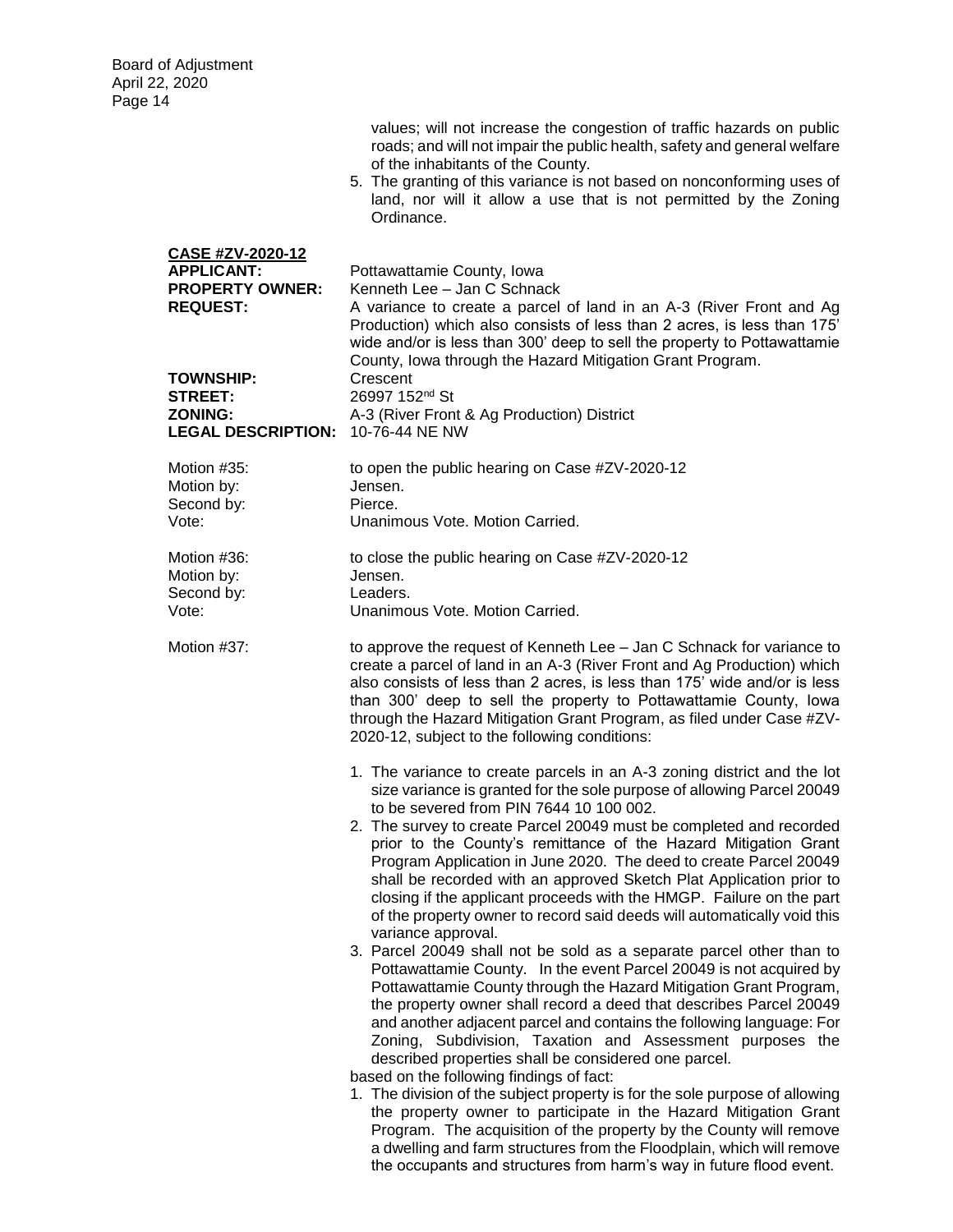values; will not increase the congestion of traffic hazards on public roads; and will not impair the public health, safety and general welfare of the inhabitants of the County.

5. The granting of this variance is not based on nonconforming uses of land, nor will it allow a use that is not permitted by the Zoning Ordinance.

**CASE #ZV-2020-12**

**APPLICANT:** Pottawattamie County, Iowa

**PROPERTY OWNER:** Kenneth Lee – Jan C Schnack

**REQUEST:** A variance to create a parcel of land in an A-3 (River Front and Ag Production) which also consists of less than 2 acres, is less than 175' wide and/or is less than 300' deep to sell the property to Pottawattamie County, Iowa through the Hazard Mitigation Grant Program.

**TOWNSHIP:** Crescent

**STREET:** 26997 152nd St

**ZONING:** A-3 (River Front & Ag Production) District

**LEGAL DESCRIPTION:** 10-76-44 NE NW

Motion #35: to open the public hearing on Case #ZV-2020-12
Motion by: Jensen.
Second by: Pierce.
Vote: Unanimous Vote. Motion Carried.

Motion #36: to close the public hearing on Case #ZV-2020-12
Motion by: Jensen.
Second by: Leaders.
Vote: Unanimous Vote. Motion Carried.

Motion #37: to approve the request of Kenneth Lee – Jan C Schnack for variance to create a parcel of land in an A-3 (River Front and Ag Production) which also consists of less than 2 acres, is less than 175' wide and/or is less than 300' deep to sell the property to Pottawattamie County, Iowa through the Hazard Mitigation Grant Program, as filed under Case #ZV-2020-12, subject to the following conditions:

1. The variance to create parcels in an A-3 zoning district and the lot size variance is granted for the sole purpose of allowing Parcel 20049 to be severed from PIN 7644 10 100 002.
2. The survey to create Parcel 20049 must be completed and recorded prior to the County's remittance of the Hazard Mitigation Grant Program Application in June 2020. The deed to create Parcel 20049 shall be recorded with an approved Sketch Plat Application prior to closing if the applicant proceeds with the HMGP. Failure on the part of the property owner to record said deeds will automatically void this variance approval.
3. Parcel 20049 shall not be sold as a separate parcel other than to Pottawattamie County. In the event Parcel 20049 is not acquired by Pottawattamie County through the Hazard Mitigation Grant Program, the property owner shall record a deed that describes Parcel 20049 and another adjacent parcel and contains the following language: For Zoning, Subdivision, Taxation and Assessment purposes the described properties shall be considered one parcel.

based on the following findings of fact:

1. The division of the subject property is for the sole purpose of allowing the property owner to participate in the Hazard Mitigation Grant Program. The acquisition of the property by the County will remove a dwelling and farm structures from the Floodplain, which will remove the occupants and structures from harm's way in future flood event.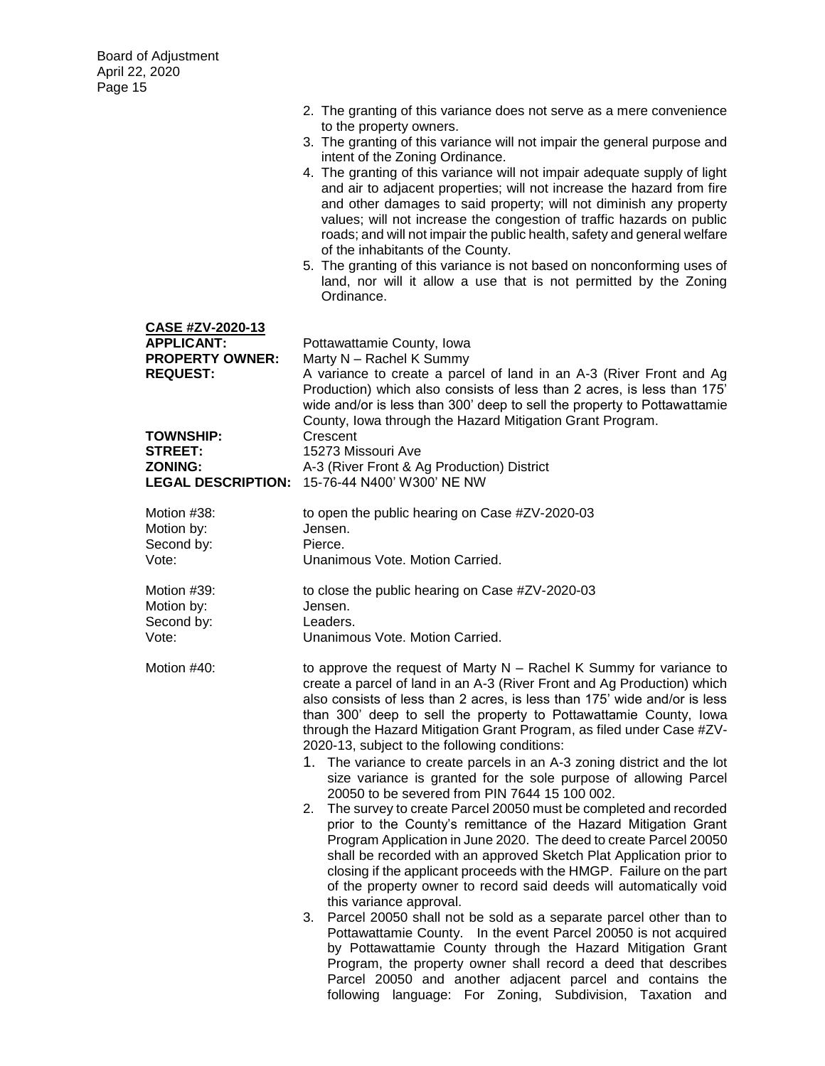2. The granting of this variance does not serve as a mere convenience to the property owners.
3. The granting of this variance will not impair the general purpose and intent of the Zoning Ordinance.
4. The granting of this variance will not impair adequate supply of light and air to adjacent properties; will not increase the hazard from fire and other damages to said property; will not diminish any property values; will not increase the congestion of traffic hazards on public roads; and will not impair the public health, safety and general welfare of the inhabitants of the County.
5. The granting of this variance is not based on nonconforming uses of land, nor will it allow a use that is not permitted by the Zoning Ordinance.

**CASE #ZV-2020-13**

**APPLICANT:** Pottawattamie County, Iowa
**PROPERTY OWNER:** Marty N – Rachel K Summy
**REQUEST:** A variance to create a parcel of land in an A-3 (River Front and Ag Production) which also consists of less than 2 acres, is less than 175' wide and/or is less than 300' deep to sell the property to Pottawattamie County, Iowa through the Hazard Mitigation Grant Program.
**TOWNSHIP:** Crescent
**STREET:** 15273 Missouri Ave
**ZONING:** A-3 (River Front & Ag Production) District
**LEGAL DESCRIPTION:** 15-76-44 N400' W300' NE NW

Motion #38: to open the public hearing on Case #ZV-2020-03
Motion by: Jensen.
Second by: Pierce.
Vote: Unanimous Vote. Motion Carried.

Motion #39: to close the public hearing on Case #ZV-2020-03
Motion by: Jensen.
Second by: Leaders.
Vote: Unanimous Vote. Motion Carried.

Motion #40: to approve the request of Marty N – Rachel K Summy for variance to create a parcel of land in an A-3 (River Front and Ag Production) which also consists of less than 2 acres, is less than 175' wide and/or is less than 300' deep to sell the property to Pottawattamie County, Iowa through the Hazard Mitigation Grant Program, as filed under Case #ZV-2020-13, subject to the following conditions:

1. The variance to create parcels in an A-3 zoning district and the lot size variance is granted for the sole purpose of allowing Parcel 20050 to be severed from PIN 7644 15 100 002.
2. The survey to create Parcel 20050 must be completed and recorded prior to the County's remittance of the Hazard Mitigation Grant Program Application in June 2020. The deed to create Parcel 20050 shall be recorded with an approved Sketch Plat Application prior to closing if the applicant proceeds with the HMGP. Failure on the part of the property owner to record said deeds will automatically void this variance approval.
3. Parcel 20050 shall not be sold as a separate parcel other than to Pottawattamie County. In the event Parcel 20050 is not acquired by Pottawattamie County through the Hazard Mitigation Grant Program, the property owner shall record a deed that describes Parcel 20050 and another adjacent parcel and contains the following language: For Zoning, Subdivision, Taxation and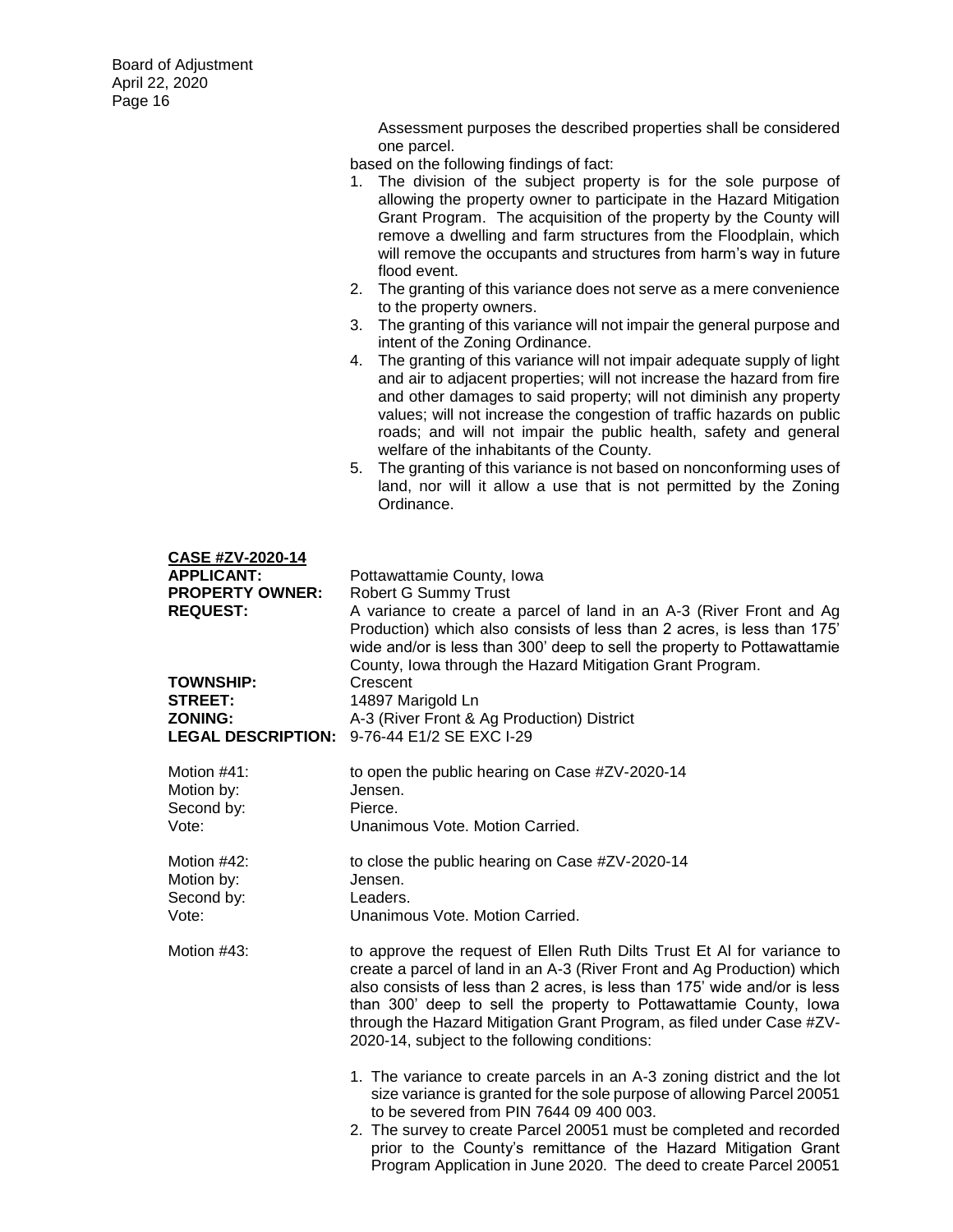Assessment purposes the described properties shall be considered one parcel.

based on the following findings of fact:

1. The division of the subject property is for the sole purpose of allowing the property owner to participate in the Hazard Mitigation Grant Program. The acquisition of the property by the County will remove a dwelling and farm structures from the Floodplain, which will remove the occupants and structures from harm's way in future flood event.
2. The granting of this variance does not serve as a mere convenience to the property owners.
3. The granting of this variance will not impair the general purpose and intent of the Zoning Ordinance.
4. The granting of this variance will not impair adequate supply of light and air to adjacent properties; will not increase the hazard from fire and other damages to said property; will not diminish any property values; will not increase the congestion of traffic hazards on public roads; and will not impair the public health, safety and general welfare of the inhabitants of the County.
5. The granting of this variance is not based on nonconforming uses of land, nor will it allow a use that is not permitted by the Zoning Ordinance.

**CASE #ZV-2020-14**

**APPLICANT:** Pottawattamie County, Iowa
**PROPERTY OWNER:** Robert G Summy Trust
**REQUEST:** A variance to create a parcel of land in an A-3 (River Front and Ag Production) which also consists of less than 2 acres, is less than 175' wide and/or is less than 300' deep to sell the property to Pottawattamie County, Iowa through the Hazard Mitigation Grant Program.
**TOWNSHIP:** Crescent
**STREET:** 14897 Marigold Ln
**ZONING:** A-3 (River Front & Ag Production) District
**LEGAL DESCRIPTION:** 9-76-44 E1/2 SE EXC I-29

Motion #41: to open the public hearing on Case #ZV-2020-14
Motion by: Jensen.
Second by: Pierce.
Vote: Unanimous Vote. Motion Carried.

Motion #42: to close the public hearing on Case #ZV-2020-14
Motion by: Jensen.
Second by: Leaders.
Vote: Unanimous Vote. Motion Carried.

Motion #43: to approve the request of Ellen Ruth Dilts Trust Et Al for variance to create a parcel of land in an A-3 (River Front and Ag Production) which also consists of less than 2 acres, is less than 175' wide and/or is less than 300' deep to sell the property to Pottawattamie County, Iowa through the Hazard Mitigation Grant Program, as filed under Case #ZV-2020-14, subject to the following conditions:

1. The variance to create parcels in an A-3 zoning district and the lot size variance is granted for the sole purpose of allowing Parcel 20051 to be severed from PIN 7644 09 400 003.
2. The survey to create Parcel 20051 must be completed and recorded prior to the County's remittance of the Hazard Mitigation Grant Program Application in June 2020. The deed to create Parcel 20051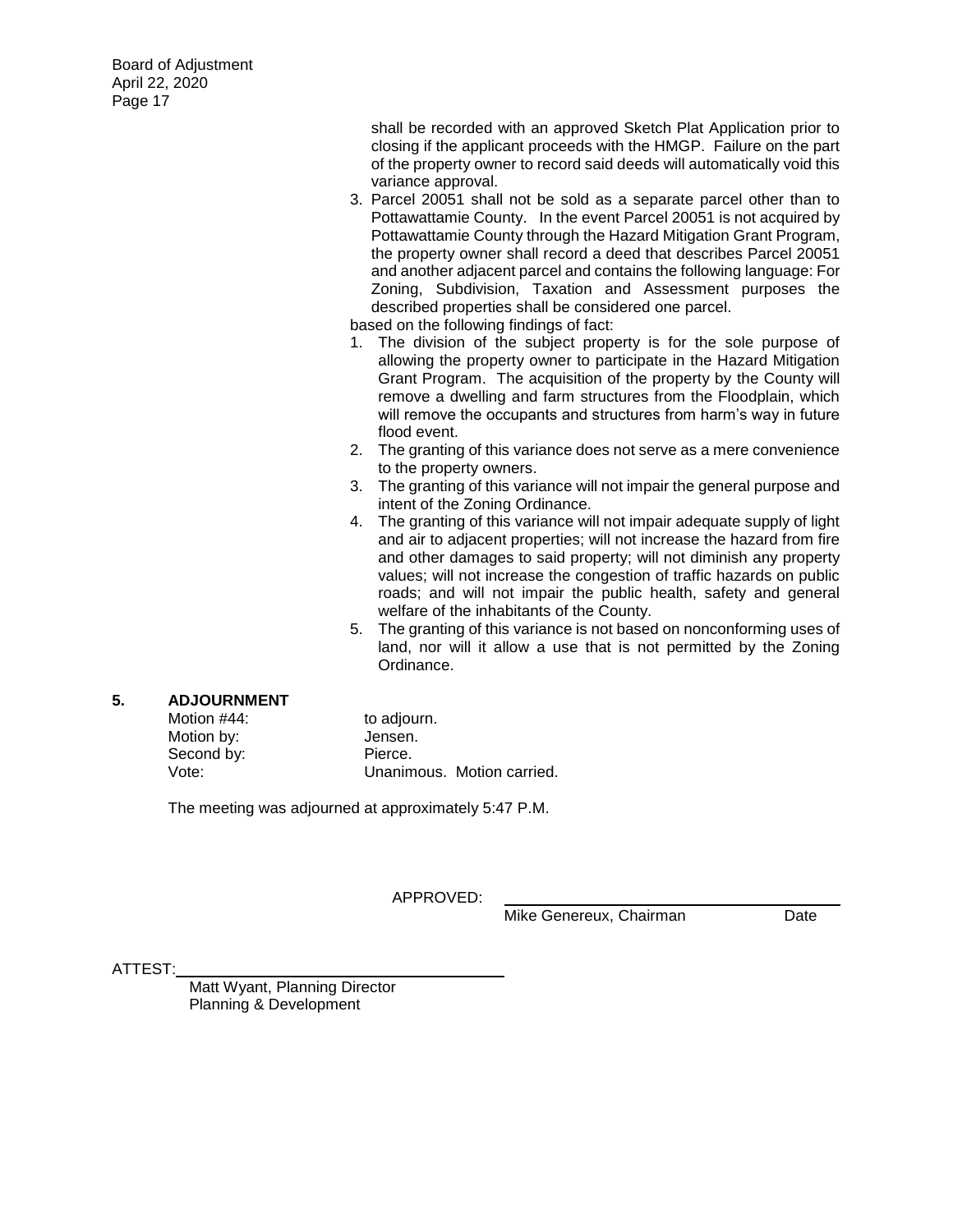shall be recorded with an approved Sketch Plat Application prior to closing if the applicant proceeds with the HMGP. Failure on the part of the property owner to record said deeds will automatically void this variance approval.

3. Parcel 20051 shall not be sold as a separate parcel other than to Pottawattamie County. In the event Parcel 20051 is not acquired by Pottawattamie County through the Hazard Mitigation Grant Program, the property owner shall record a deed that describes Parcel 20051 and another adjacent parcel and contains the following language: For Zoning, Subdivision, Taxation and Assessment purposes the described properties shall be considered one parcel.

based on the following findings of fact:

1. The division of the subject property is for the sole purpose of allowing the property owner to participate in the Hazard Mitigation Grant Program. The acquisition of the property by the County will remove a dwelling and farm structures from the Floodplain, which will remove the occupants and structures from harm's way in future flood event.
2. The granting of this variance does not serve as a mere convenience to the property owners.
3. The granting of this variance will not impair the general purpose and intent of the Zoning Ordinance.
4. The granting of this variance will not impair adequate supply of light and air to adjacent properties; will not increase the hazard from fire and other damages to said property; will not diminish any property values; will not increase the congestion of traffic hazards on public roads; and will not impair the public health, safety and general welfare of the inhabitants of the County.
5. The granting of this variance is not based on nonconforming uses of land, nor will it allow a use that is not permitted by the Zoning Ordinance.

## 5. ADJOURNMENT

Motion #44: to adjourn.
Motion by: Jensen.
Second by: Pierce.
Vote: Unanimous. Motion carried.

The meeting was adjourned at approximately 5:47 P.M.

APPROVED: ______________________________
Mike Genereux, Chairman Date

ATTEST: ______________________________
Matt Wyant, Planning Director
Planning & Development